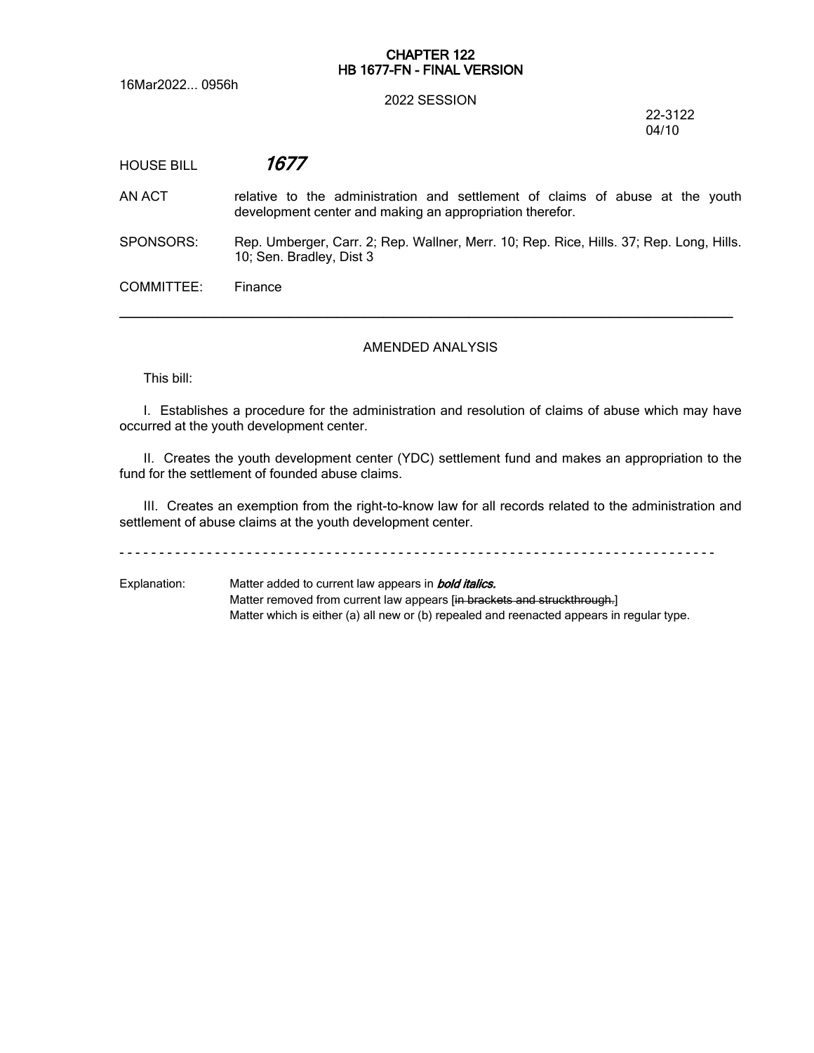**CHAPTER 122**
**HB 1677-FN - FINAL VERSION**

16Mar2022... 0956h

2022 SESSION

22-3122
04/10

HOUSE BILL *1677*

AN ACT relative to the administration and settlement of claims of abuse at the youth development center and making an appropriation therefor.

SPONSORS: Rep. Umberger, Carr. 2; Rep. Wallner, Merr. 10; Rep. Rice, Hills. 37; Rep. Long, Hills. 10; Sen. Bradley, Dist 3

COMMITTEE: Finance

---

AMENDED ANALYSIS

This bill:

I. Establishes a procedure for the administration and resolution of claims of abuse which may have occurred at the youth development center.

II. Creates the youth development center (YDC) settlement fund and makes an appropriation to the fund for the settlement of founded abuse claims.

III. Creates an exemption from the right-to-know law for all records related to the administration and settlement of abuse claims at the youth development center.

- - - - - - - - - - - - - - - - - - - - - - - - - - - - - - - - - - - - - - - - - - - - - - - - - - - - - - - - - - - - - - - - - - - - - - - - - - - -

Explanation: Matter added to current law appears in ***bold italics.***
Matter removed from current law appears [~~in brackets and struckthrough.~~]
Matter which is either (a) all new or (b) repealed and reenacted appears in regular type.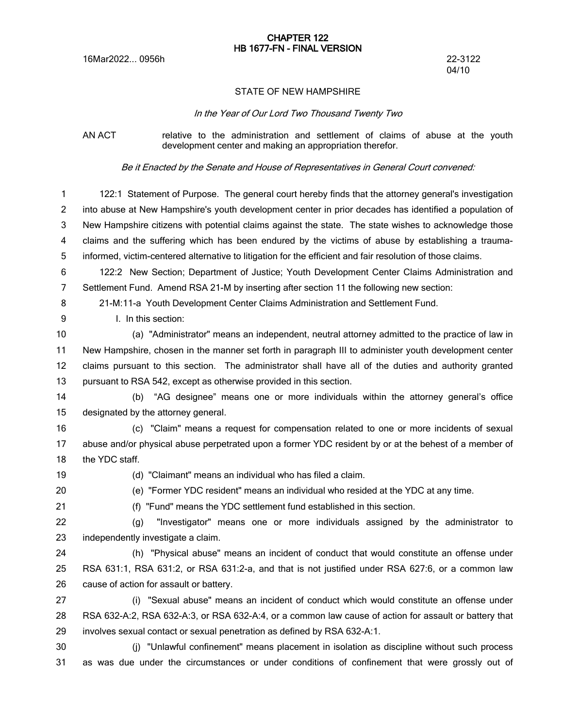# CHAPTER 122
## HB 1677-FN - FINAL VERSION

16Mar2022... 0956h

22-3122
04/10

STATE OF NEW HAMPSHIRE

*In the Year of Our Lord Two Thousand Twenty Two*

AN ACT relative to the administration and settlement of claims of abuse at the youth development center and making an appropriation therefor.

*Be it Enacted by the Senate and House of Representatives in General Court convened:*

122:1 Statement of Purpose. The general court hereby finds that the attorney general's investigation into abuse at New Hampshire's youth development center in prior decades has identified a population of New Hampshire citizens with potential claims against the state. The state wishes to acknowledge those claims and the suffering which has been endured by the victims of abuse by establishing a trauma-informed, victim-centered alternative to litigation for the efficient and fair resolution of those claims.

122:2 New Section; Department of Justice; Youth Development Center Claims Administration and Settlement Fund. Amend RSA 21-M by inserting after section 11 the following new section:

21-M:11-a Youth Development Center Claims Administration and Settlement Fund.

I. In this section:

(a) "Administrator" means an independent, neutral attorney admitted to the practice of law in New Hampshire, chosen in the manner set forth in paragraph III to administer youth development center claims pursuant to this section. The administrator shall have all of the duties and authority granted pursuant to RSA 542, except as otherwise provided in this section.

(b) "AG designee" means one or more individuals within the attorney general's office designated by the attorney general.

(c) "Claim" means a request for compensation related to one or more incidents of sexual abuse and/or physical abuse perpetrated upon a former YDC resident by or at the behest of a member of the YDC staff.

(d) "Claimant" means an individual who has filed a claim.

(e) "Former YDC resident" means an individual who resided at the YDC at any time.

(f) "Fund" means the YDC settlement fund established in this section.

(g) "Investigator" means one or more individuals assigned by the administrator to independently investigate a claim.

(h) "Physical abuse" means an incident of conduct that would constitute an offense under RSA 631:1, RSA 631:2, or RSA 631:2-a, and that is not justified under RSA 627:6, or a common law cause of action for assault or battery.

(i) "Sexual abuse" means an incident of conduct which would constitute an offense under RSA 632-A:2, RSA 632-A:3, or RSA 632-A:4, or a common law cause of action for assault or battery that involves sexual contact or sexual penetration as defined by RSA 632-A:1.

(j) "Unlawful confinement" means placement in isolation as discipline without such process as was due under the circumstances or under conditions of confinement that were grossly out of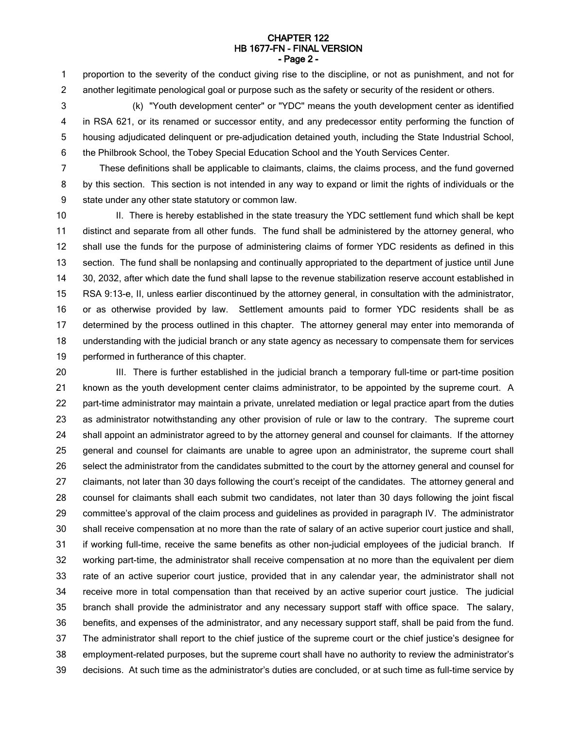proportion to the severity of the conduct giving rise to the discipline, or not as punishment, and not for another legitimate penological goal or purpose such as the safety or security of the resident or others.

(k) "Youth development center" or "YDC" means the youth development center as identified in RSA 621, or its renamed or successor entity, and any predecessor entity performing the function of housing adjudicated delinquent or pre-adjudication detained youth, including the State Industrial School, the Philbrook School, the Tobey Special Education School and the Youth Services Center.

These definitions shall be applicable to claimants, claims, the claims process, and the fund governed by this section. This section is not intended in any way to expand or limit the rights of individuals or the state under any other state statutory or common law.

II. There is hereby established in the state treasury the YDC settlement fund which shall be kept distinct and separate from all other funds. The fund shall be administered by the attorney general, who shall use the funds for the purpose of administering claims of former YDC residents as defined in this section. The fund shall be nonlapsing and continually appropriated to the department of justice until June 30, 2032, after which date the fund shall lapse to the revenue stabilization reserve account established in RSA 9:13-e, II, unless earlier discontinued by the attorney general, in consultation with the administrator, or as otherwise provided by law. Settlement amounts paid to former YDC residents shall be as determined by the process outlined in this chapter. The attorney general may enter into memoranda of understanding with the judicial branch or any state agency as necessary to compensate them for services performed in furtherance of this chapter.

III. There is further established in the judicial branch a temporary full-time or part-time position known as the youth development center claims administrator, to be appointed by the supreme court. A part-time administrator may maintain a private, unrelated mediation or legal practice apart from the duties as administrator notwithstanding any other provision of rule or law to the contrary. The supreme court shall appoint an administrator agreed to by the attorney general and counsel for claimants. If the attorney general and counsel for claimants are unable to agree upon an administrator, the supreme court shall select the administrator from the candidates submitted to the court by the attorney general and counsel for claimants, not later than 30 days following the court's receipt of the candidates. The attorney general and counsel for claimants shall each submit two candidates, not later than 30 days following the joint fiscal committee's approval of the claim process and guidelines as provided in paragraph IV. The administrator shall receive compensation at no more than the rate of salary of an active superior court justice and shall, if working full-time, receive the same benefits as other non-judicial employees of the judicial branch. If working part-time, the administrator shall receive compensation at no more than the equivalent per diem rate of an active superior court justice, provided that in any calendar year, the administrator shall not receive more in total compensation than that received by an active superior court justice. The judicial branch shall provide the administrator and any necessary support staff with office space. The salary, benefits, and expenses of the administrator, and any necessary support staff, shall be paid from the fund. The administrator shall report to the chief justice of the supreme court or the chief justice's designee for employment-related purposes, but the supreme court shall have no authority to review the administrator's decisions. At such time as the administrator's duties are concluded, or at such time as full-time service by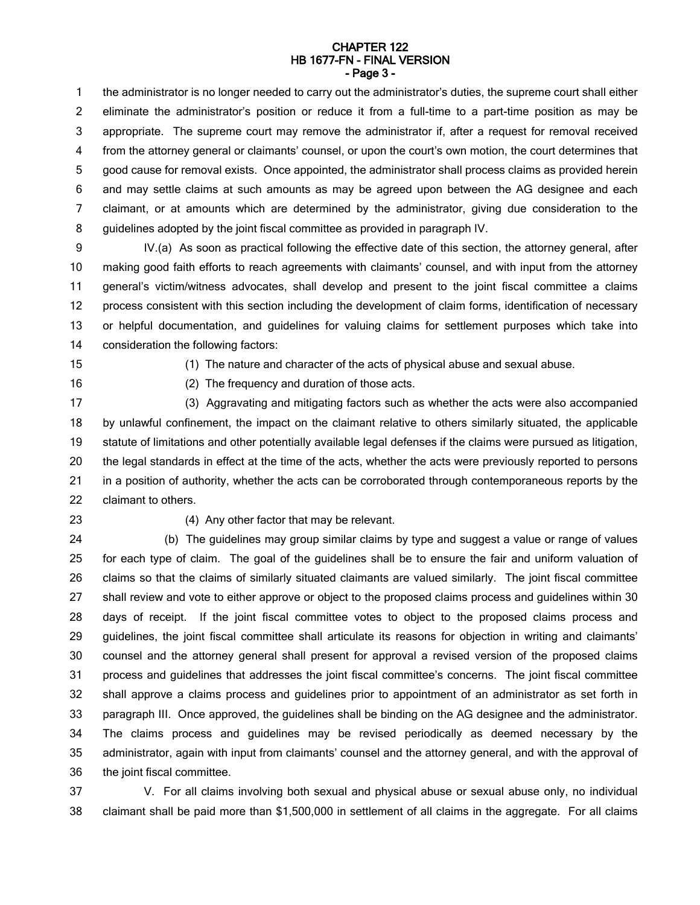the administrator is no longer needed to carry out the administrator's duties, the supreme court shall either eliminate the administrator's position or reduce it from a full-time to a part-time position as may be appropriate. The supreme court may remove the administrator if, after a request for removal received from the attorney general or claimants' counsel, or upon the court's own motion, the court determines that good cause for removal exists. Once appointed, the administrator shall process claims as provided herein and may settle claims at such amounts as may be agreed upon between the AG designee and each claimant, or at amounts which are determined by the administrator, giving due consideration to the guidelines adopted by the joint fiscal committee as provided in paragraph IV.

IV.(a) As soon as practical following the effective date of this section, the attorney general, after making good faith efforts to reach agreements with claimants' counsel, and with input from the attorney general's victim/witness advocates, shall develop and present to the joint fiscal committee a claims process consistent with this section including the development of claim forms, identification of necessary or helpful documentation, and guidelines for valuing claims for settlement purposes which take into consideration the following factors:

(1) The nature and character of the acts of physical abuse and sexual abuse.

(2) The frequency and duration of those acts.

(3) Aggravating and mitigating factors such as whether the acts were also accompanied by unlawful confinement, the impact on the claimant relative to others similarly situated, the applicable statute of limitations and other potentially available legal defenses if the claims were pursued as litigation, the legal standards in effect at the time of the acts, whether the acts were previously reported to persons in a position of authority, whether the acts can be corroborated through contemporaneous reports by the claimant to others.

(4) Any other factor that may be relevant.

(b) The guidelines may group similar claims by type and suggest a value or range of values for each type of claim. The goal of the guidelines shall be to ensure the fair and uniform valuation of claims so that the claims of similarly situated claimants are valued similarly. The joint fiscal committee shall review and vote to either approve or object to the proposed claims process and guidelines within 30 days of receipt. If the joint fiscal committee votes to object to the proposed claims process and guidelines, the joint fiscal committee shall articulate its reasons for objection in writing and claimants' counsel and the attorney general shall present for approval a revised version of the proposed claims process and guidelines that addresses the joint fiscal committee's concerns. The joint fiscal committee shall approve a claims process and guidelines prior to appointment of an administrator as set forth in paragraph III. Once approved, the guidelines shall be binding on the AG designee and the administrator. The claims process and guidelines may be revised periodically as deemed necessary by the administrator, again with input from claimants' counsel and the attorney general, and with the approval of the joint fiscal committee.

V. For all claims involving both sexual and physical abuse or sexual abuse only, no individual claimant shall be paid more than $1,500,000 in settlement of all claims in the aggregate. For all claims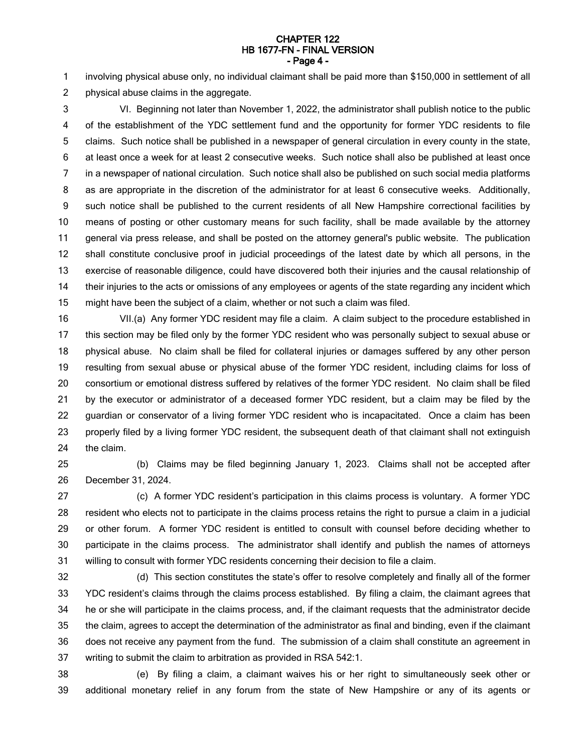involving physical abuse only, no individual claimant shall be paid more than $150,000 in settlement of all physical abuse claims in the aggregate.

VI. Beginning not later than November 1, 2022, the administrator shall publish notice to the public of the establishment of the YDC settlement fund and the opportunity for former YDC residents to file claims. Such notice shall be published in a newspaper of general circulation in every county in the state, at least once a week for at least 2 consecutive weeks. Such notice shall also be published at least once in a newspaper of national circulation. Such notice shall also be published on such social media platforms as are appropriate in the discretion of the administrator for at least 6 consecutive weeks. Additionally, such notice shall be published to the current residents of all New Hampshire correctional facilities by means of posting or other customary means for such facility, shall be made available by the attorney general via press release, and shall be posted on the attorney general's public website. The publication shall constitute conclusive proof in judicial proceedings of the latest date by which all persons, in the exercise of reasonable diligence, could have discovered both their injuries and the causal relationship of their injuries to the acts or omissions of any employees or agents of the state regarding any incident which might have been the subject of a claim, whether or not such a claim was filed.

VII.(a) Any former YDC resident may file a claim. A claim subject to the procedure established in this section may be filed only by the former YDC resident who was personally subject to sexual abuse or physical abuse. No claim shall be filed for collateral injuries or damages suffered by any other person resulting from sexual abuse or physical abuse of the former YDC resident, including claims for loss of consortium or emotional distress suffered by relatives of the former YDC resident. No claim shall be filed by the executor or administrator of a deceased former YDC resident, but a claim may be filed by the guardian or conservator of a living former YDC resident who is incapacitated. Once a claim has been properly filed by a living former YDC resident, the subsequent death of that claimant shall not extinguish the claim.

(b) Claims may be filed beginning January 1, 2023. Claims shall not be accepted after December 31, 2024.

(c) A former YDC resident's participation in this claims process is voluntary. A former YDC resident who elects not to participate in the claims process retains the right to pursue a claim in a judicial or other forum. A former YDC resident is entitled to consult with counsel before deciding whether to participate in the claims process. The administrator shall identify and publish the names of attorneys willing to consult with former YDC residents concerning their decision to file a claim.

(d) This section constitutes the state's offer to resolve completely and finally all of the former YDC resident's claims through the claims process established. By filing a claim, the claimant agrees that he or she will participate in the claims process, and, if the claimant requests that the administrator decide the claim, agrees to accept the determination of the administrator as final and binding, even if the claimant does not receive any payment from the fund. The submission of a claim shall constitute an agreement in writing to submit the claim to arbitration as provided in RSA 542:1.

(e) By filing a claim, a claimant waives his or her right to simultaneously seek other or additional monetary relief in any forum from the state of New Hampshire or any of its agents or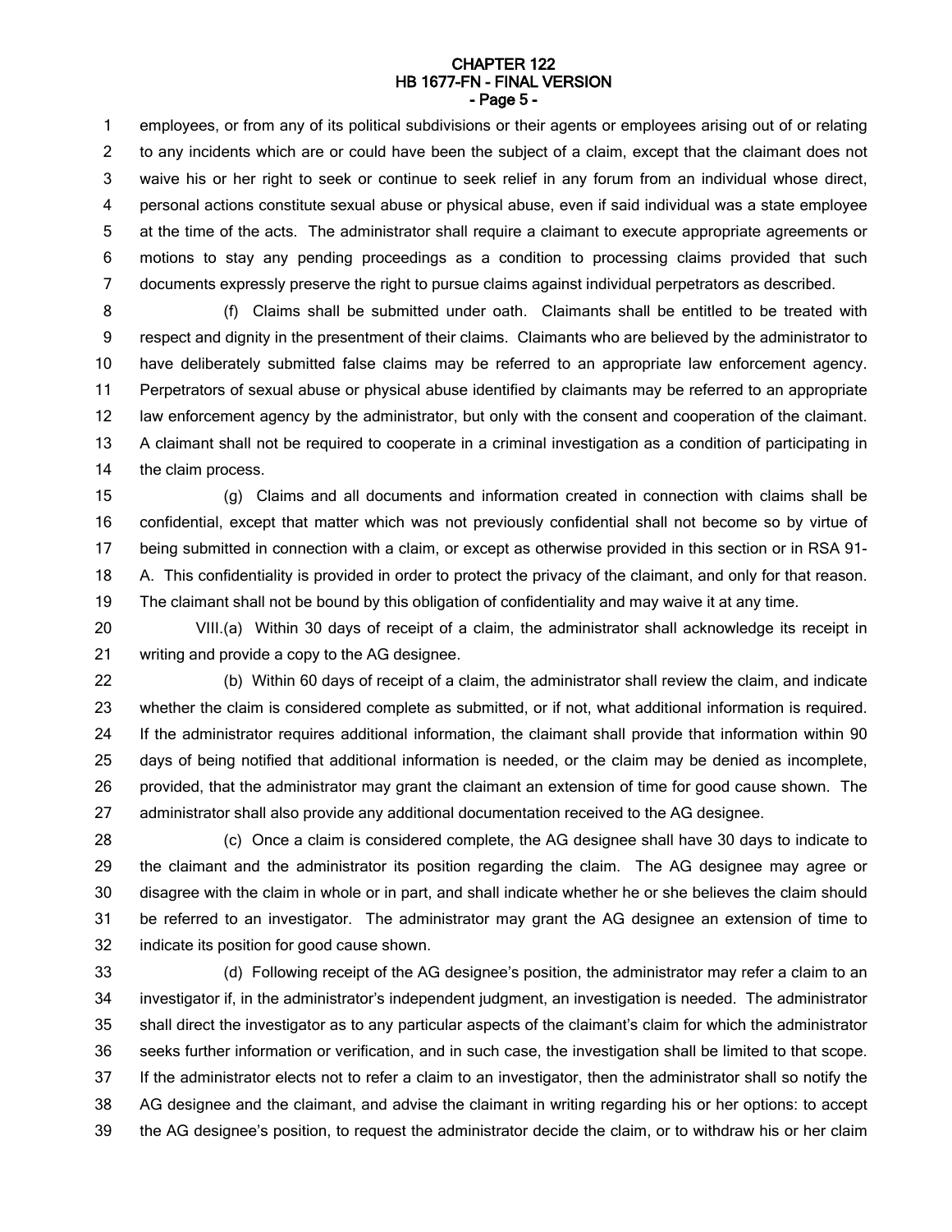employees, or from any of its political subdivisions or their agents or employees arising out of or relating to any incidents which are or could have been the subject of a claim, except that the claimant does not waive his or her right to seek or continue to seek relief in any forum from an individual whose direct, personal actions constitute sexual abuse or physical abuse, even if said individual was a state employee at the time of the acts. The administrator shall require a claimant to execute appropriate agreements or motions to stay any pending proceedings as a condition to processing claims provided that such documents expressly preserve the right to pursue claims against individual perpetrators as described.

(f) Claims shall be submitted under oath. Claimants shall be entitled to be treated with respect and dignity in the presentment of their claims. Claimants who are believed by the administrator to have deliberately submitted false claims may be referred to an appropriate law enforcement agency. Perpetrators of sexual abuse or physical abuse identified by claimants may be referred to an appropriate law enforcement agency by the administrator, but only with the consent and cooperation of the claimant. A claimant shall not be required to cooperate in a criminal investigation as a condition of participating in the claim process.

(g) Claims and all documents and information created in connection with claims shall be confidential, except that matter which was not previously confidential shall not become so by virtue of being submitted in connection with a claim, or except as otherwise provided in this section or in RSA 91-A. This confidentiality is provided in order to protect the privacy of the claimant, and only for that reason. The claimant shall not be bound by this obligation of confidentiality and may waive it at any time.

VIII.(a) Within 30 days of receipt of a claim, the administrator shall acknowledge its receipt in writing and provide a copy to the AG designee.

(b) Within 60 days of receipt of a claim, the administrator shall review the claim, and indicate whether the claim is considered complete as submitted, or if not, what additional information is required. If the administrator requires additional information, the claimant shall provide that information within 90 days of being notified that additional information is needed, or the claim may be denied as incomplete, provided, that the administrator may grant the claimant an extension of time for good cause shown. The administrator shall also provide any additional documentation received to the AG designee.

(c) Once a claim is considered complete, the AG designee shall have 30 days to indicate to the claimant and the administrator its position regarding the claim. The AG designee may agree or disagree with the claim in whole or in part, and shall indicate whether he or she believes the claim should be referred to an investigator. The administrator may grant the AG designee an extension of time to indicate its position for good cause shown.

(d) Following receipt of the AG designee's position, the administrator may refer a claim to an investigator if, in the administrator's independent judgment, an investigation is needed. The administrator shall direct the investigator as to any particular aspects of the claimant's claim for which the administrator seeks further information or verification, and in such case, the investigation shall be limited to that scope. If the administrator elects not to refer a claim to an investigator, then the administrator shall so notify the AG designee and the claimant, and advise the claimant in writing regarding his or her options: to accept the AG designee's position, to request the administrator decide the claim, or to withdraw his or her claim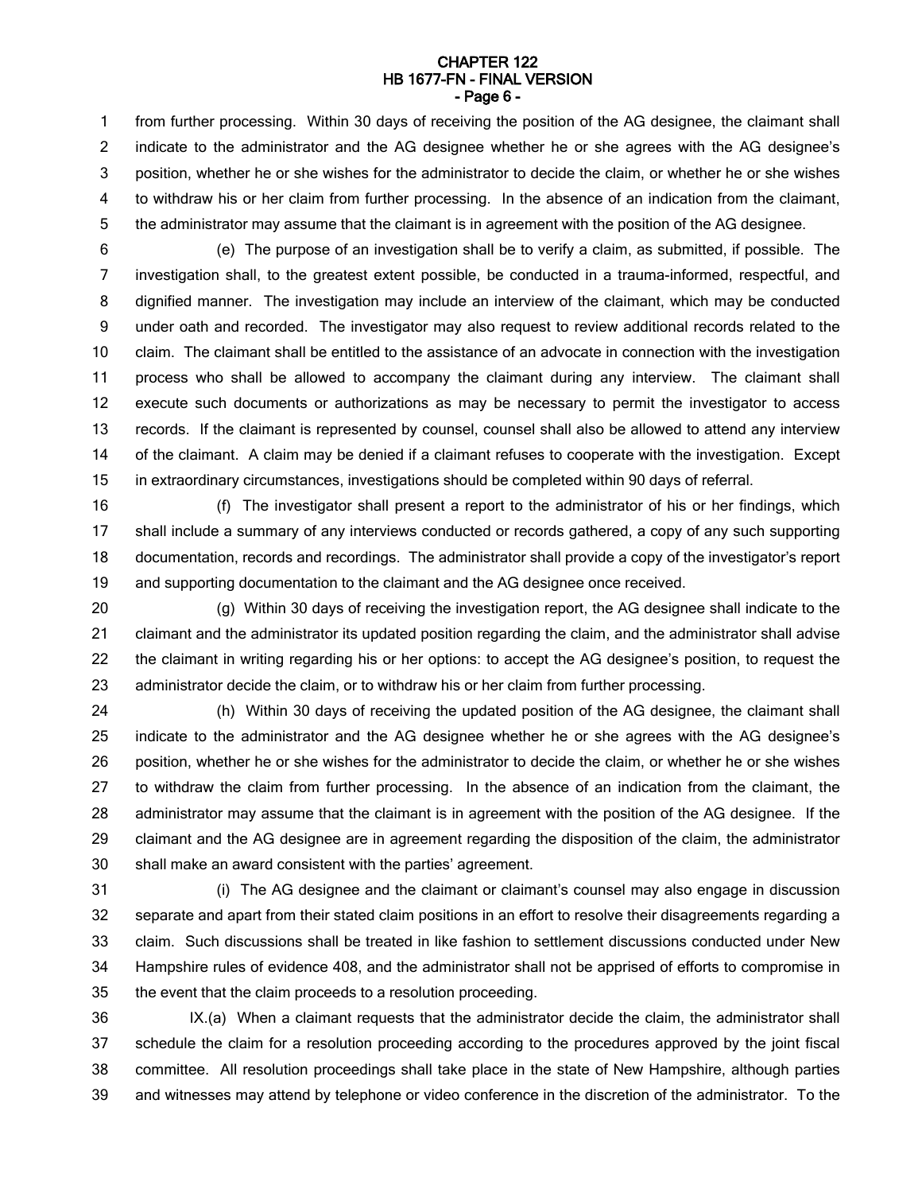from further processing. Within 30 days of receiving the position of the AG designee, the claimant shall indicate to the administrator and the AG designee whether he or she agrees with the AG designee's position, whether he or she wishes for the administrator to decide the claim, or whether he or she wishes to withdraw his or her claim from further processing. In the absence of an indication from the claimant, the administrator may assume that the claimant is in agreement with the position of the AG designee.

(e) The purpose of an investigation shall be to verify a claim, as submitted, if possible. The investigation shall, to the greatest extent possible, be conducted in a trauma-informed, respectful, and dignified manner. The investigation may include an interview of the claimant, which may be conducted under oath and recorded. The investigator may also request to review additional records related to the claim. The claimant shall be entitled to the assistance of an advocate in connection with the investigation process who shall be allowed to accompany the claimant during any interview. The claimant shall execute such documents or authorizations as may be necessary to permit the investigator to access records. If the claimant is represented by counsel, counsel shall also be allowed to attend any interview of the claimant. A claim may be denied if a claimant refuses to cooperate with the investigation. Except in extraordinary circumstances, investigations should be completed within 90 days of referral.

(f) The investigator shall present a report to the administrator of his or her findings, which shall include a summary of any interviews conducted or records gathered, a copy of any such supporting documentation, records and recordings. The administrator shall provide a copy of the investigator's report and supporting documentation to the claimant and the AG designee once received.

(g) Within 30 days of receiving the investigation report, the AG designee shall indicate to the claimant and the administrator its updated position regarding the claim, and the administrator shall advise the claimant in writing regarding his or her options: to accept the AG designee's position, to request the administrator decide the claim, or to withdraw his or her claim from further processing.

(h) Within 30 days of receiving the updated position of the AG designee, the claimant shall indicate to the administrator and the AG designee whether he or she agrees with the AG designee's position, whether he or she wishes for the administrator to decide the claim, or whether he or she wishes to withdraw the claim from further processing. In the absence of an indication from the claimant, the administrator may assume that the claimant is in agreement with the position of the AG designee. If the claimant and the AG designee are in agreement regarding the disposition of the claim, the administrator shall make an award consistent with the parties' agreement.

(i) The AG designee and the claimant or claimant's counsel may also engage in discussion separate and apart from their stated claim positions in an effort to resolve their disagreements regarding a claim. Such discussions shall be treated in like fashion to settlement discussions conducted under New Hampshire rules of evidence 408, and the administrator shall not be apprised of efforts to compromise in the event that the claim proceeds to a resolution proceeding.

IX.(a) When a claimant requests that the administrator decide the claim, the administrator shall schedule the claim for a resolution proceeding according to the procedures approved by the joint fiscal committee. All resolution proceedings shall take place in the state of New Hampshire, although parties and witnesses may attend by telephone or video conference in the discretion of the administrator. To the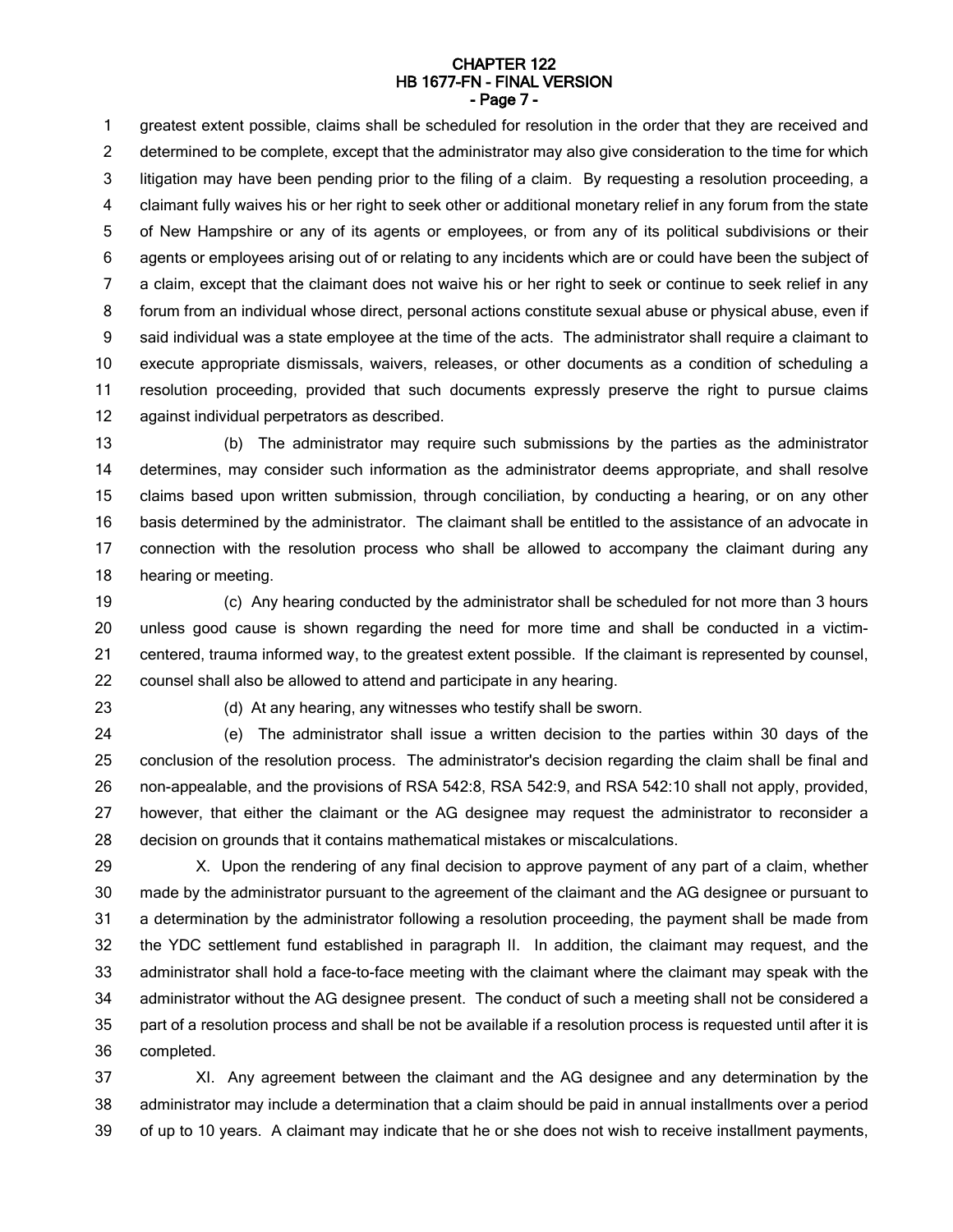greatest extent possible, claims shall be scheduled for resolution in the order that they are received and determined to be complete, except that the administrator may also give consideration to the time for which litigation may have been pending prior to the filing of a claim. By requesting a resolution proceeding, a claimant fully waives his or her right to seek other or additional monetary relief in any forum from the state of New Hampshire or any of its agents or employees, or from any of its political subdivisions or their agents or employees arising out of or relating to any incidents which are or could have been the subject of a claim, except that the claimant does not waive his or her right to seek or continue to seek relief in any forum from an individual whose direct, personal actions constitute sexual abuse or physical abuse, even if said individual was a state employee at the time of the acts. The administrator shall require a claimant to execute appropriate dismissals, waivers, releases, or other documents as a condition of scheduling a resolution proceeding, provided that such documents expressly preserve the right to pursue claims against individual perpetrators as described.

(b) The administrator may require such submissions by the parties as the administrator determines, may consider such information as the administrator deems appropriate, and shall resolve claims based upon written submission, through conciliation, by conducting a hearing, or on any other basis determined by the administrator. The claimant shall be entitled to the assistance of an advocate in connection with the resolution process who shall be allowed to accompany the claimant during any hearing or meeting.

(c) Any hearing conducted by the administrator shall be scheduled for not more than 3 hours unless good cause is shown regarding the need for more time and shall be conducted in a victim-centered, trauma informed way, to the greatest extent possible. If the claimant is represented by counsel, counsel shall also be allowed to attend and participate in any hearing.

(d) At any hearing, any witnesses who testify shall be sworn.

(e) The administrator shall issue a written decision to the parties within 30 days of the conclusion of the resolution process. The administrator's decision regarding the claim shall be final and non-appealable, and the provisions of RSA 542:8, RSA 542:9, and RSA 542:10 shall not apply, provided, however, that either the claimant or the AG designee may request the administrator to reconsider a decision on grounds that it contains mathematical mistakes or miscalculations.

X. Upon the rendering of any final decision to approve payment of any part of a claim, whether made by the administrator pursuant to the agreement of the claimant and the AG designee or pursuant to a determination by the administrator following a resolution proceeding, the payment shall be made from the YDC settlement fund established in paragraph II. In addition, the claimant may request, and the administrator shall hold a face-to-face meeting with the claimant where the claimant may speak with the administrator without the AG designee present. The conduct of such a meeting shall not be considered a part of a resolution process and shall be not be available if a resolution process is requested until after it is completed.

XI. Any agreement between the claimant and the AG designee and any determination by the administrator may include a determination that a claim should be paid in annual installments over a period of up to 10 years. A claimant may indicate that he or she does not wish to receive installment payments,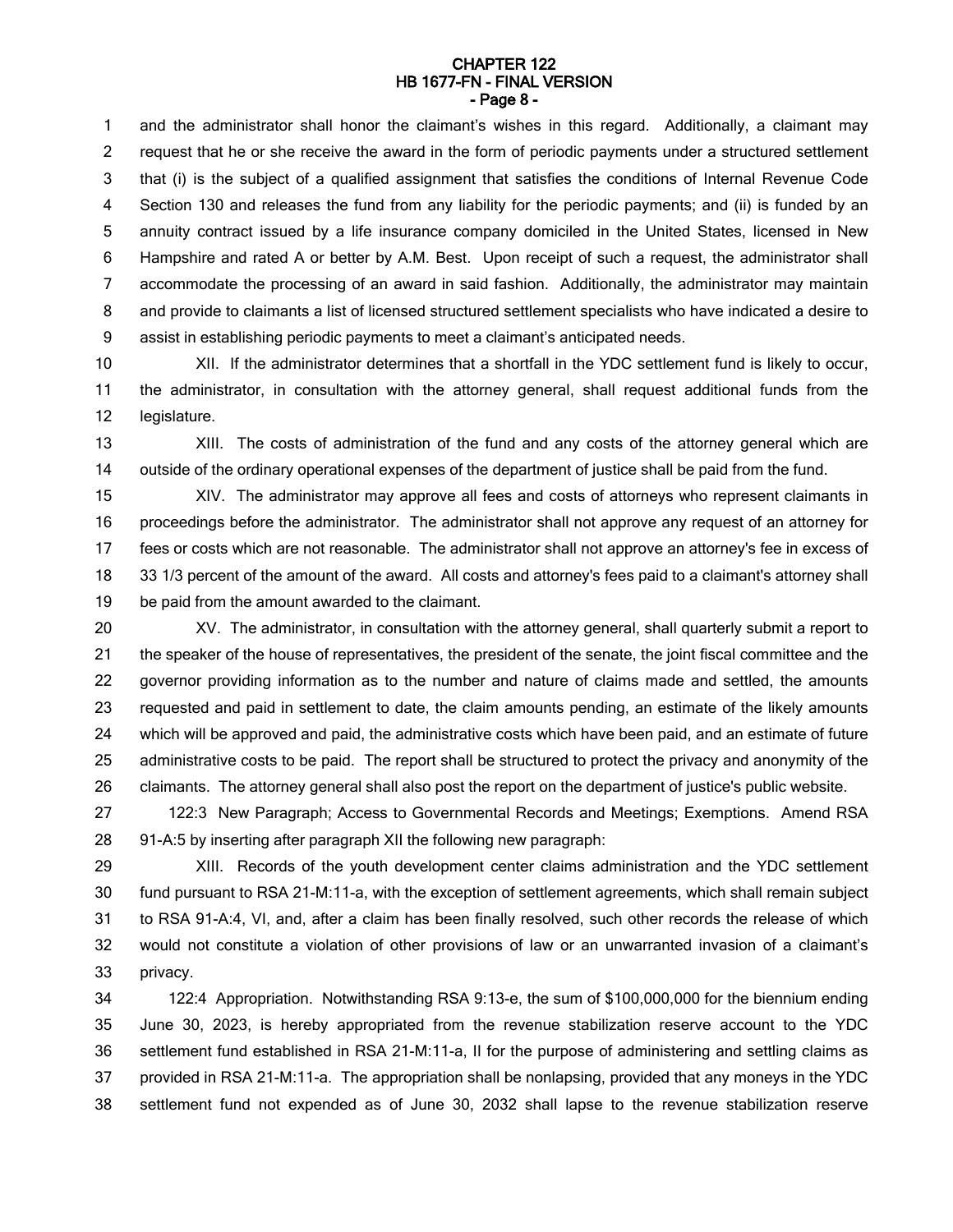and the administrator shall honor the claimant's wishes in this regard. Additionally, a claimant may request that he or she receive the award in the form of periodic payments under a structured settlement that (i) is the subject of a qualified assignment that satisfies the conditions of Internal Revenue Code Section 130 and releases the fund from any liability for the periodic payments; and (ii) is funded by an annuity contract issued by a life insurance company domiciled in the United States, licensed in New Hampshire and rated A or better by A.M. Best. Upon receipt of such a request, the administrator shall accommodate the processing of an award in said fashion. Additionally, the administrator may maintain and provide to claimants a list of licensed structured settlement specialists who have indicated a desire to assist in establishing periodic payments to meet a claimant's anticipated needs.

XII. If the administrator determines that a shortfall in the YDC settlement fund is likely to occur, the administrator, in consultation with the attorney general, shall request additional funds from the legislature.

XIII. The costs of administration of the fund and any costs of the attorney general which are outside of the ordinary operational expenses of the department of justice shall be paid from the fund.

XIV. The administrator may approve all fees and costs of attorneys who represent claimants in proceedings before the administrator. The administrator shall not approve any request of an attorney for fees or costs which are not reasonable. The administrator shall not approve an attorney's fee in excess of 33 1/3 percent of the amount of the award. All costs and attorney's fees paid to a claimant's attorney shall be paid from the amount awarded to the claimant.

XV. The administrator, in consultation with the attorney general, shall quarterly submit a report to the speaker of the house of representatives, the president of the senate, the joint fiscal committee and the governor providing information as to the number and nature of claims made and settled, the amounts requested and paid in settlement to date, the claim amounts pending, an estimate of the likely amounts which will be approved and paid, the administrative costs which have been paid, and an estimate of future administrative costs to be paid. The report shall be structured to protect the privacy and anonymity of the claimants. The attorney general shall also post the report on the department of justice's public website.

122:3 New Paragraph; Access to Governmental Records and Meetings; Exemptions. Amend RSA 91-A:5 by inserting after paragraph XII the following new paragraph:

XIII. Records of the youth development center claims administration and the YDC settlement fund pursuant to RSA 21-M:11-a, with the exception of settlement agreements, which shall remain subject to RSA 91-A:4, VI, and, after a claim has been finally resolved, such other records the release of which would not constitute a violation of other provisions of law or an unwarranted invasion of a claimant's privacy.

122:4 Appropriation. Notwithstanding RSA 9:13-e, the sum of $100,000,000 for the biennium ending June 30, 2023, is hereby appropriated from the revenue stabilization reserve account to the YDC settlement fund established in RSA 21-M:11-a, II for the purpose of administering and settling claims as provided in RSA 21-M:11-a. The appropriation shall be nonlapsing, provided that any moneys in the YDC settlement fund not expended as of June 30, 2032 shall lapse to the revenue stabilization reserve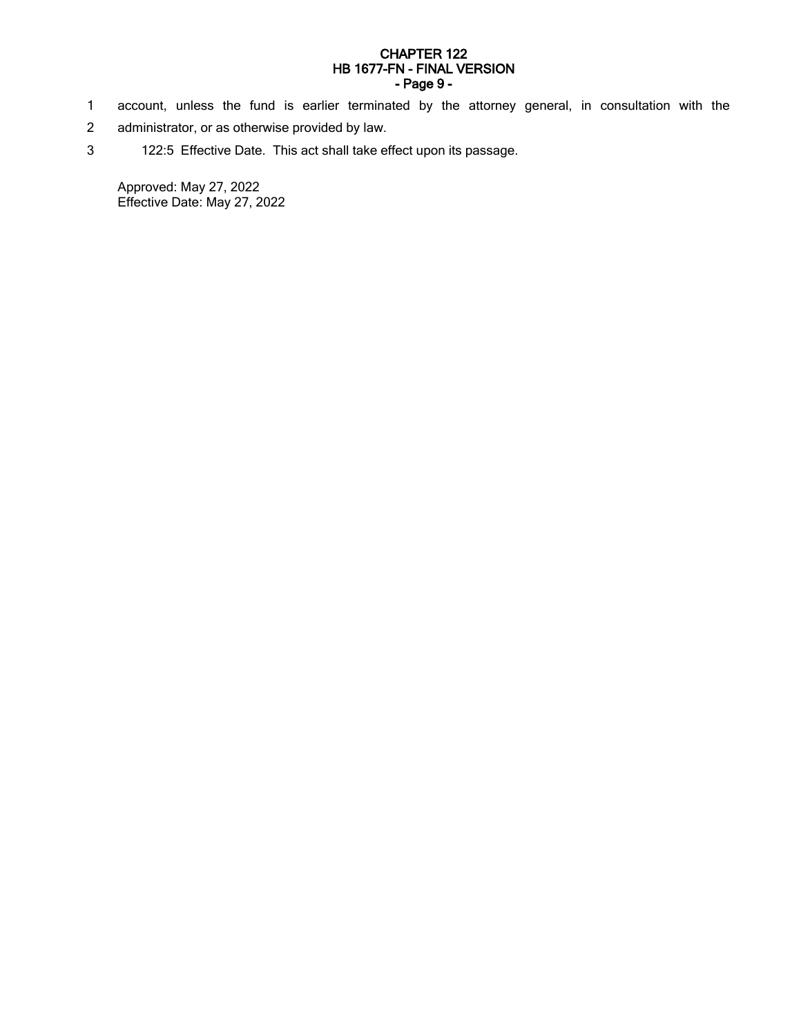account, unless the fund is earlier terminated by the attorney general, in consultation with the administrator, or as otherwise provided by law.

122:5 Effective Date. This act shall take effect upon its passage.

Approved: May 27, 2022
Effective Date: May 27, 2022